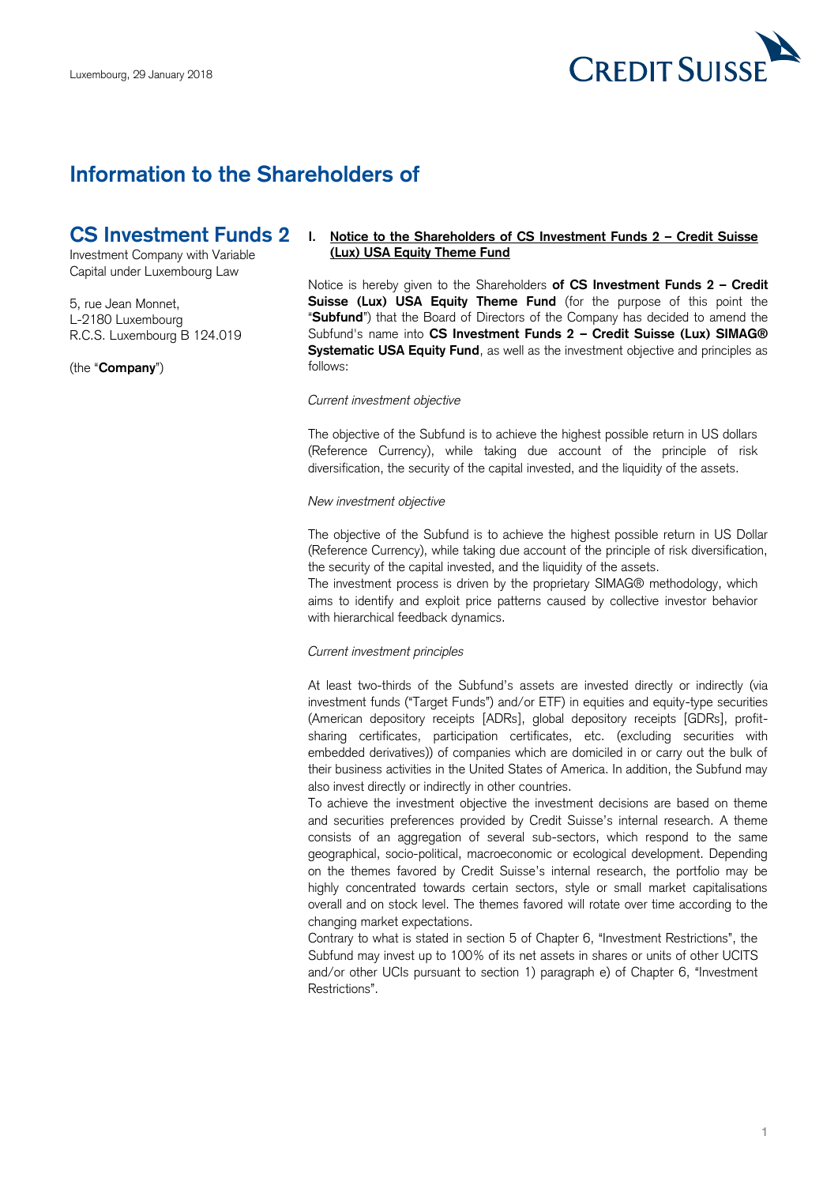Luxembourg, 29 January 2018

# Information to the Shareholders of

## CS Investment Funds 2

Investment Company with Variable Capital under Luxembourg Law

5, rue Jean Monnet,
L-2180 Luxembourg
R.C.S. Luxembourg B 124.019

(the "**Company**")

### I. Notice to the Shareholders of CS Investment Funds 2 – Credit Suisse (Lux) USA Equity Theme Fund

Notice is hereby given to the Shareholders **of CS Investment Funds 2 – Credit Suisse (Lux) USA Equity Theme Fund** (for the purpose of this point the "**Subfund**") that the Board of Directors of the Company has decided to amend the Subfund's name into **CS Investment Funds 2 – Credit Suisse (Lux) SIMAG® Systematic USA Equity Fund**, as well as the investment objective and principles as follows:

*Current investment objective*

The objective of the Subfund is to achieve the highest possible return in US dollars (Reference Currency), while taking due account of the principle of risk diversification, the security of the capital invested, and the liquidity of the assets.

*New investment objective*

The objective of the Subfund is to achieve the highest possible return in US Dollar (Reference Currency), while taking due account of the principle of risk diversification, the security of the capital invested, and the liquidity of the assets.
The investment process is driven by the proprietary SIMAG® methodology, which aims to identify and exploit price patterns caused by collective investor behavior with hierarchical feedback dynamics.

*Current investment principles*

At least two-thirds of the Subfund's assets are invested directly or indirectly (via investment funds ("Target Funds") and/or ETF) in equities and equity-type securities (American depository receipts [ADRs], global depository receipts [GDRs], profit-sharing certificates, participation certificates, etc. (excluding securities with embedded derivatives)) of companies which are domiciled in or carry out the bulk of their business activities in the United States of America. In addition, the Subfund may also invest directly or indirectly in other countries.
To achieve the investment objective the investment decisions are based on theme and securities preferences provided by Credit Suisse's internal research. A theme consists of an aggregation of several sub-sectors, which respond to the same geographical, socio-political, macroeconomic or ecological development. Depending on the themes favored by Credit Suisse's internal research, the portfolio may be highly concentrated towards certain sectors, style or small market capitalisations overall and on stock level. The themes favored will rotate over time according to the changing market expectations.
Contrary to what is stated in section 5 of Chapter 6, "Investment Restrictions", the Subfund may invest up to 100% of its net assets in shares or units of other UCITS and/or other UCIs pursuant to section 1) paragraph e) of Chapter 6, "Investment Restrictions".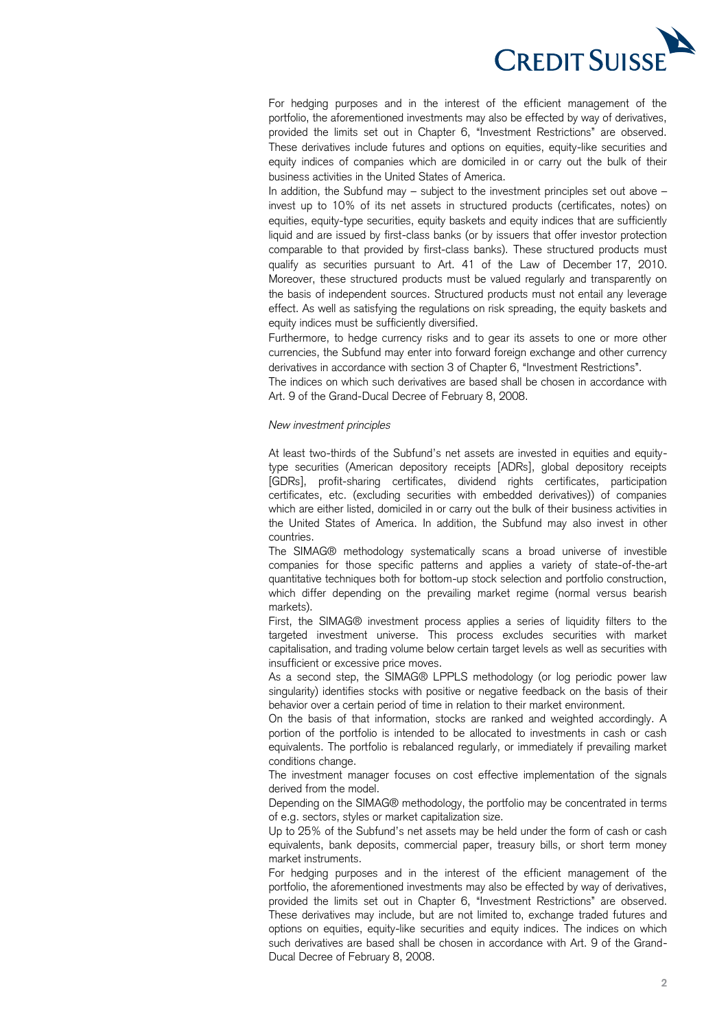For hedging purposes and in the interest of the efficient management of the portfolio, the aforementioned investments may also be effected by way of derivatives, provided the limits set out in Chapter 6, "Investment Restrictions" are observed. These derivatives include futures and options on equities, equity-like securities and equity indices of companies which are domiciled in or carry out the bulk of their business activities in the United States of America.

In addition, the Subfund may – subject to the investment principles set out above – invest up to 10% of its net assets in structured products (certificates, notes) on equities, equity-type securities, equity baskets and equity indices that are sufficiently liquid and are issued by first-class banks (or by issuers that offer investor protection comparable to that provided by first-class banks). These structured products must qualify as securities pursuant to Art. 41 of the Law of December 17, 2010. Moreover, these structured products must be valued regularly and transparently on the basis of independent sources. Structured products must not entail any leverage effect. As well as satisfying the regulations on risk spreading, the equity baskets and equity indices must be sufficiently diversified.

Furthermore, to hedge currency risks and to gear its assets to one or more other currencies, the Subfund may enter into forward foreign exchange and other currency derivatives in accordance with section 3 of Chapter 6, "Investment Restrictions".

The indices on which such derivatives are based shall be chosen in accordance with Art. 9 of the Grand-Ducal Decree of February 8, 2008.

*New investment principles*

At least two-thirds of the Subfund's net assets are invested in equities and equity-type securities (American depository receipts [ADRs], global depository receipts [GDRs], profit-sharing certificates, dividend rights certificates, participation certificates, etc. (excluding securities with embedded derivatives)) of companies which are either listed, domiciled in or carry out the bulk of their business activities in the United States of America. In addition, the Subfund may also invest in other countries.

The SIMAG® methodology systematically scans a broad universe of investible companies for those specific patterns and applies a variety of state-of-the-art quantitative techniques both for bottom-up stock selection and portfolio construction, which differ depending on the prevailing market regime (normal versus bearish markets).

First, the SIMAG® investment process applies a series of liquidity filters to the targeted investment universe. This process excludes securities with market capitalisation, and trading volume below certain target levels as well as securities with insufficient or excessive price moves.

As a second step, the SIMAG® LPPLS methodology (or log periodic power law singularity) identifies stocks with positive or negative feedback on the basis of their behavior over a certain period of time in relation to their market environment.

On the basis of that information, stocks are ranked and weighted accordingly. A portion of the portfolio is intended to be allocated to investments in cash or cash equivalents. The portfolio is rebalanced regularly, or immediately if prevailing market conditions change.

The investment manager focuses on cost effective implementation of the signals derived from the model.

Depending on the SIMAG® methodology, the portfolio may be concentrated in terms of e.g. sectors, styles or market capitalization size.

Up to 25% of the Subfund's net assets may be held under the form of cash or cash equivalents, bank deposits, commercial paper, treasury bills, or short term money market instruments.

For hedging purposes and in the interest of the efficient management of the portfolio, the aforementioned investments may also be effected by way of derivatives, provided the limits set out in Chapter 6, "Investment Restrictions" are observed. These derivatives may include, but are not limited to, exchange traded futures and options on equities, equity-like securities and equity indices. The indices on which such derivatives are based shall be chosen in accordance with Art. 9 of the Grand-Ducal Decree of February 8, 2008.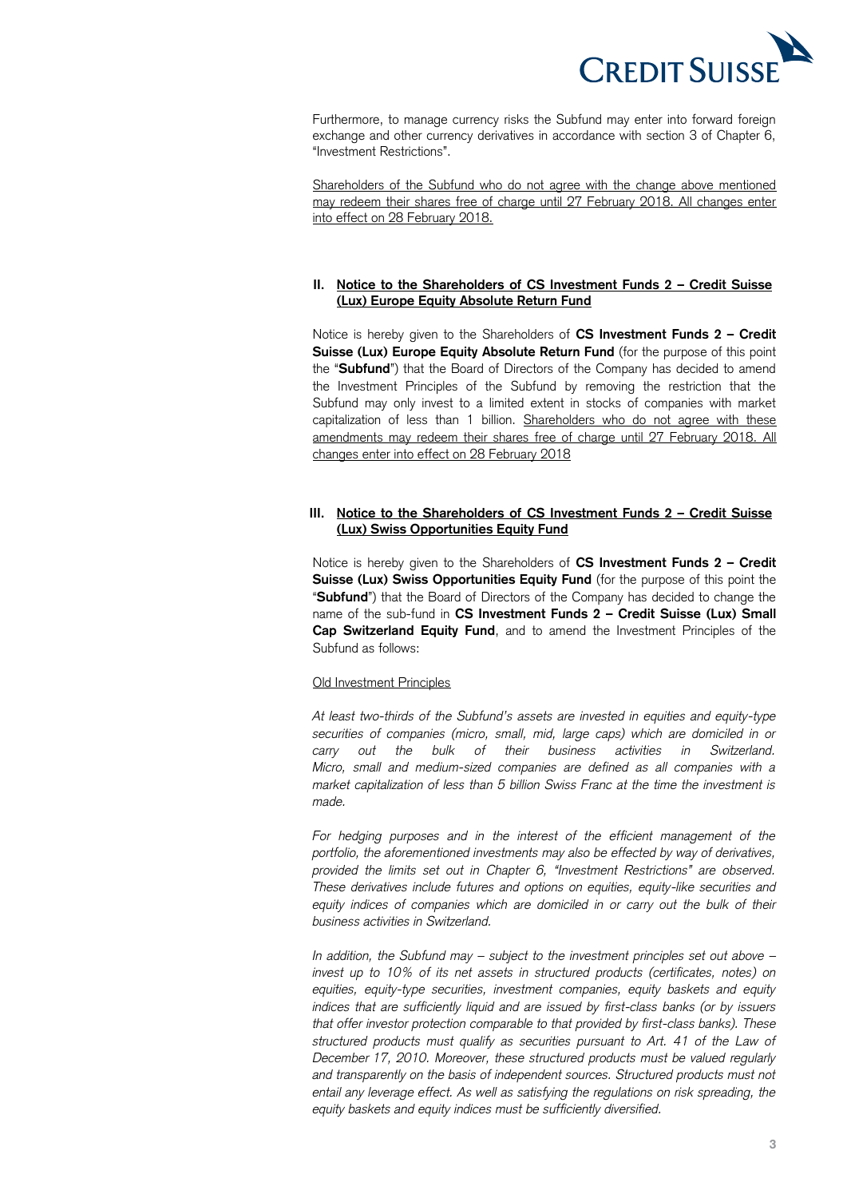Furthermore, to manage currency risks the Subfund may enter into forward foreign exchange and other currency derivatives in accordance with section 3 of Chapter 6, "Investment Restrictions".

Shareholders of the Subfund who do not agree with the change above mentioned may redeem their shares free of charge until 27 February 2018. All changes enter into effect on 28 February 2018.

## II. Notice to the Shareholders of CS Investment Funds 2 – Credit Suisse (Lux) Europe Equity Absolute Return Fund

Notice is hereby given to the Shareholders of **CS Investment Funds 2 – Credit Suisse (Lux) Europe Equity Absolute Return Fund** (for the purpose of this point the "**Subfund**") that the Board of Directors of the Company has decided to amend the Investment Principles of the Subfund by removing the restriction that the Subfund may only invest to a limited extent in stocks of companies with market capitalization of less than 1 billion. Shareholders who do not agree with these amendments may redeem their shares free of charge until 27 February 2018. All changes enter into effect on 28 February 2018

## III. Notice to the Shareholders of CS Investment Funds 2 – Credit Suisse (Lux) Swiss Opportunities Equity Fund

Notice is hereby given to the Shareholders of **CS Investment Funds 2 – Credit Suisse (Lux) Swiss Opportunities Equity Fund** (for the purpose of this point the "**Subfund**") that the Board of Directors of the Company has decided to change the name of the sub-fund in **CS Investment Funds 2 – Credit Suisse (Lux) Small Cap Switzerland Equity Fund**, and to amend the Investment Principles of the Subfund as follows:

Old Investment Principles

*At least two-thirds of the Subfund's assets are invested in equities and equity-type securities of companies (micro, small, mid, large caps) which are domiciled in or carry out the bulk of their business activities in Switzerland. Micro, small and medium-sized companies are defined as all companies with a market capitalization of less than 5 billion Swiss Franc at the time the investment is made.*

*For hedging purposes and in the interest of the efficient management of the portfolio, the aforementioned investments may also be effected by way of derivatives, provided the limits set out in Chapter 6, "Investment Restrictions" are observed. These derivatives include futures and options on equities, equity-like securities and equity indices of companies which are domiciled in or carry out the bulk of their business activities in Switzerland.*

*In addition, the Subfund may – subject to the investment principles set out above – invest up to 10% of its net assets in structured products (certificates, notes) on equities, equity-type securities, investment companies, equity baskets and equity indices that are sufficiently liquid and are issued by first-class banks (or by issuers that offer investor protection comparable to that provided by first-class banks). These structured products must qualify as securities pursuant to Art. 41 of the Law of December 17, 2010. Moreover, these structured products must be valued regularly and transparently on the basis of independent sources. Structured products must not entail any leverage effect. As well as satisfying the regulations on risk spreading, the equity baskets and equity indices must be sufficiently diversified.*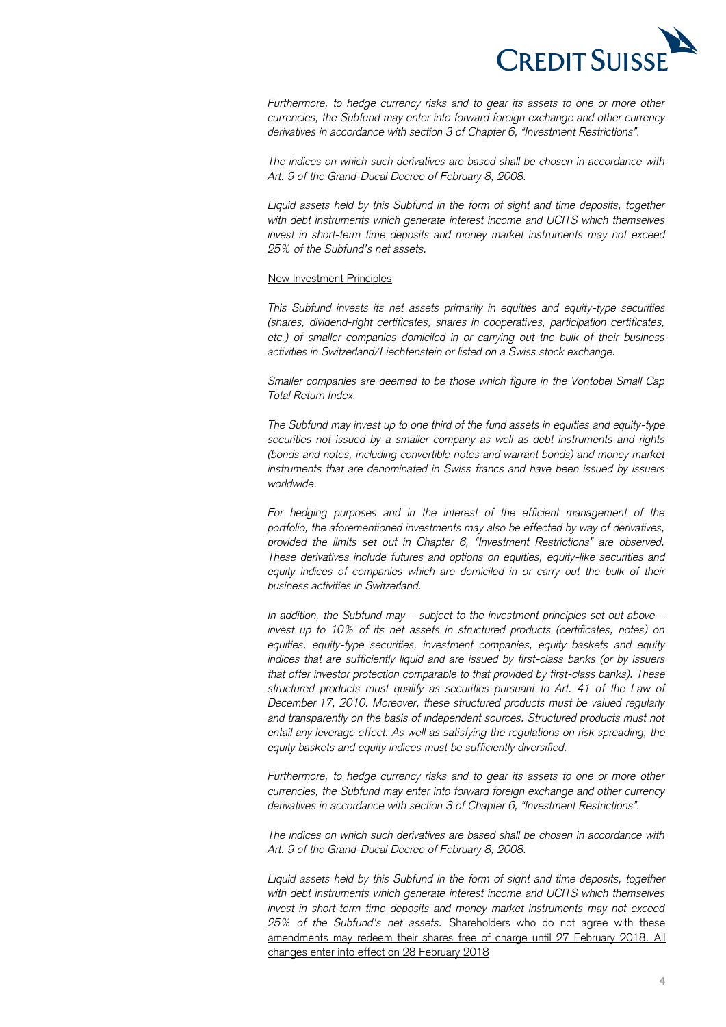*Furthermore, to hedge currency risks and to gear its assets to one or more other currencies, the Subfund may enter into forward foreign exchange and other currency derivatives in accordance with section 3 of Chapter 6, "Investment Restrictions".*

*The indices on which such derivatives are based shall be chosen in accordance with Art. 9 of the Grand-Ducal Decree of February 8, 2008.*

*Liquid assets held by this Subfund in the form of sight and time deposits, together with debt instruments which generate interest income and UCITS which themselves invest in short-term time deposits and money market instruments may not exceed 25% of the Subfund's net assets.*

<u>New Investment Principles</u>

*This Subfund invests its net assets primarily in equities and equity-type securities (shares, dividend-right certificates, shares in cooperatives, participation certificates, etc.) of smaller companies domiciled in or carrying out the bulk of their business activities in Switzerland/Liechtenstein or listed on a Swiss stock exchange.*

*Smaller companies are deemed to be those which figure in the Vontobel Small Cap Total Return Index.*

*The Subfund may invest up to one third of the fund assets in equities and equity-type securities not issued by a smaller company as well as debt instruments and rights (bonds and notes, including convertible notes and warrant bonds) and money market instruments that are denominated in Swiss francs and have been issued by issuers worldwide.*

*For hedging purposes and in the interest of the efficient management of the portfolio, the aforementioned investments may also be effected by way of derivatives, provided the limits set out in Chapter 6, "Investment Restrictions" are observed. These derivatives include futures and options on equities, equity-like securities and equity indices of companies which are domiciled in or carry out the bulk of their business activities in Switzerland.*

*In addition, the Subfund may – subject to the investment principles set out above – invest up to 10% of its net assets in structured products (certificates, notes) on equities, equity-type securities, investment companies, equity baskets and equity indices that are sufficiently liquid and are issued by first-class banks (or by issuers that offer investor protection comparable to that provided by first-class banks). These structured products must qualify as securities pursuant to Art. 41 of the Law of December 17, 2010. Moreover, these structured products must be valued regularly and transparently on the basis of independent sources. Structured products must not entail any leverage effect. As well as satisfying the regulations on risk spreading, the equity baskets and equity indices must be sufficiently diversified.*

*Furthermore, to hedge currency risks and to gear its assets to one or more other currencies, the Subfund may enter into forward foreign exchange and other currency derivatives in accordance with section 3 of Chapter 6, "Investment Restrictions".*

*The indices on which such derivatives are based shall be chosen in accordance with Art. 9 of the Grand-Ducal Decree of February 8, 2008.*

*Liquid assets held by this Subfund in the form of sight and time deposits, together with debt instruments which generate interest income and UCITS which themselves invest in short-term time deposits and money market instruments may not exceed 25% of the Subfund's net assets.* <u>Shareholders who do not agree with these amendments may redeem their shares free of charge until 27 February 2018. All changes enter into effect on 28 February 2018</u>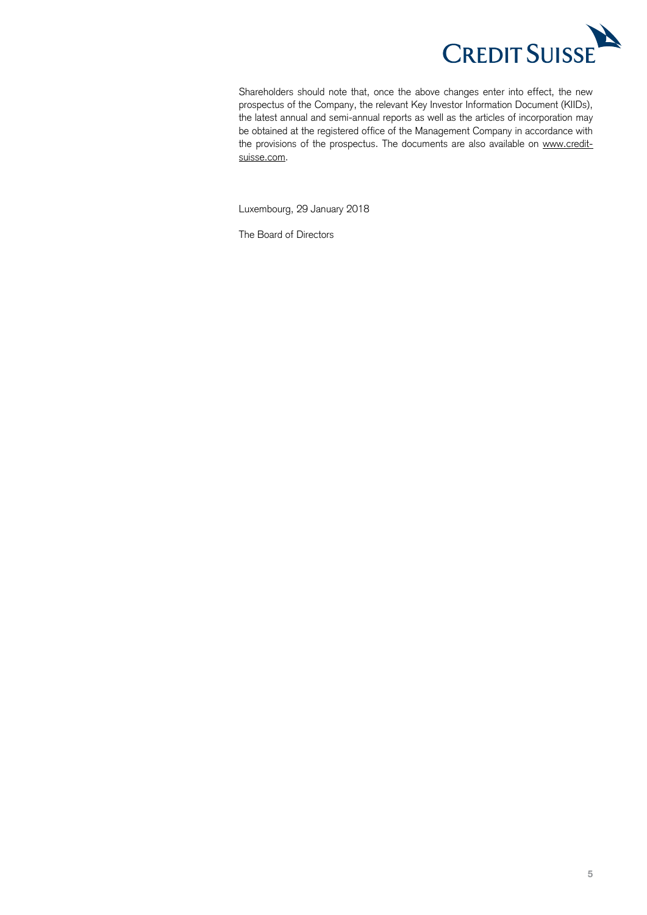Shareholders should note that, once the above changes enter into effect, the new prospectus of the Company, the relevant Key Investor Information Document (KIIDs), the latest annual and semi-annual reports as well as the articles of incorporation may be obtained at the registered office of the Management Company in accordance with the provisions of the prospectus. The documents are also available on www.credit-suisse.com.

Luxembourg, 29 January 2018

The Board of Directors